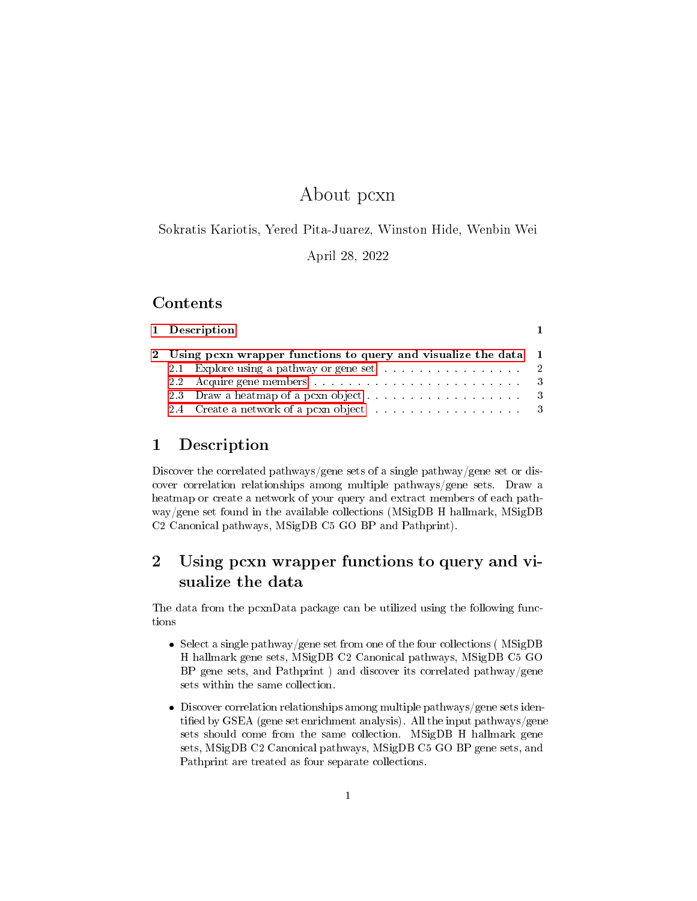# About pcxn

Sokratis Kariotis, Yered Pita-Juarez, Winston Hide, Wenbin Wei

April 28, 2022

## Contents

- 1 Description — 1
- 2 Using pcxn wrapper functions to query and visualize the data — 1
  - 2.1 Explore using a pathway or gene set — 2
  - 2.2 Acquire gene members — 3
  - 2.3 Draw a heatmap of a pcxn object — 3
  - 2.4 Create a network of a pcxn object — 3

## 1 Description

Discover the correlated pathways/gene sets of a single pathway/gene set or discover correlation relationships among multiple pathways/gene sets. Draw a heatmap or create a network of your query and extract members of each pathway/gene set found in the available collections (MSigDB H hallmark, MSigDB C2 Canonical pathways, MSigDB C5 GO BP and Pathprint).

## 2 Using pcxn wrapper functions to query and visualize the data

The data from the pcxnData package can be utilized using the following functions

- Select a single pathway/gene set from one of the four collections ( MSigDB H hallmark gene sets, MSigDB C2 Canonical pathways, MSigDB C5 GO BP gene sets, and Pathprint ) and discover its correlated pathway/gene sets within the same collection.
- Discover correlation relationships among multiple pathways/gene sets identified by GSEA (gene set enrichment analysis). All the input pathways/gene sets should come from the same collection. MSigDB H hallmark gene sets, MSigDB C2 Canonical pathways, MSigDB C5 GO BP gene sets, and Pathprint are treated as four separate collections.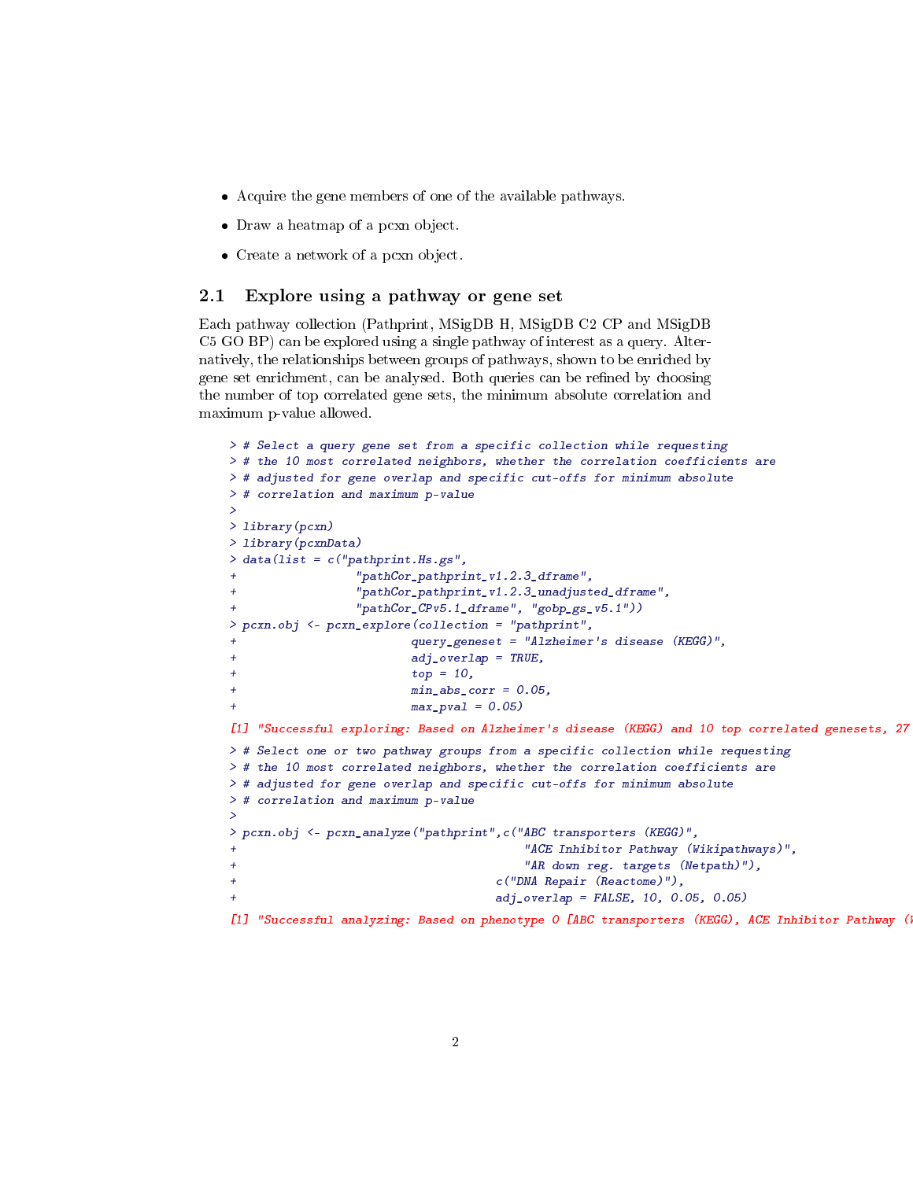- Acquire the gene members of one of the available pathways.
- Draw a heatmap of a pcxn object.
- Create a network of a pcxn object.

## 2.1 Explore using a pathway or gene set

Each pathway collection (Pathprint, MSigDB H, MSigDB C2 CP and MSigDB C5 GO BP) can be explored using a single pathway of interest as a query. Alternatively, the relationships between groups of pathways, shown to be enriched by gene set enrichment, can be analysed. Both queries can be refined by choosing the number of top correlated gene sets, the minimum absolute correlation and maximum p-value allowed.

```
> # Select a query gene set from a specific collection while requesting
> # the 10 most correlated neighbors, whether the correlation coefficients are
> # adjusted for gene overlap and specific cut-offs for minimum absolute
> # correlation and maximum p-value
>
> library(pcxn)
> library(pcxnData)
> data(list = c("pathprint.Hs.gs",
+               "pathCor_pathprint_v1.2.3_dframe",
+               "pathCor_pathprint_v1.2.3_unadjusted_dframe",
+               "pathCor_CPv5.1_dframe", "gobp_gs_v5.1"))
> pcxn.obj <- pcxn_explore(collection = "pathprint",
+                          query_geneset = "Alzheimer's disease (KEGG)",
+                          adj_overlap = TRUE,
+                          top = 10,
+                          min_abs_corr = 0.05,
+                          max_pval = 0.05)

[1] "Successful exploring: Based on Alzheimer's disease (KEGG) and 10 top correlated genesets, 27

> # Select one or two pathway groups from a specific collection while requesting
> # the 10 most correlated neighbors, whether the correlation coefficients are
> # adjusted for gene overlap and specific cut-offs for minimum absolute
> # correlation and maximum p-value
>
> pcxn.obj <- pcxn_analyze("pathprint",c("ABC transporters (KEGG)",
+                                        "ACE Inhibitor Pathway (Wikipathways)",
+                                        "AR down reg. targets (Netpath)"),
+                                      c("DNA Repair (Reactome)"),
+                                      adj_overlap = FALSE, 10, 0.05, 0.05)

[1] "Successful analyzing: Based on phenotype 0 [ABC transporters (KEGG), ACE Inhibitor Pathway (W
```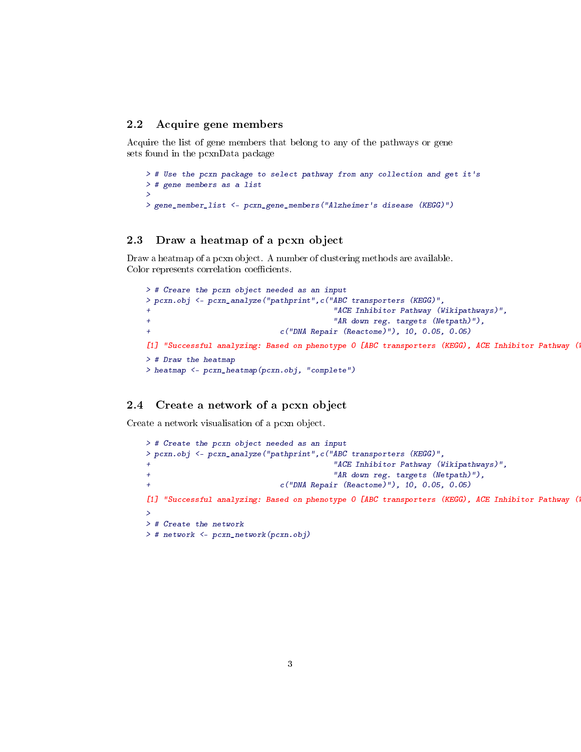## 2.2 Acquire gene members

Acquire the list of gene members that belong to any of the pathways or gene sets found in the pcxnData package

```
> # Use the pcxn package to select pathway from any collection and get it's
> # gene members as a list
>
> gene_member_list <- pcxn_gene_members("Alzheimer's disease (KEGG)")
```

## 2.3 Draw a heatmap of a pcxn object

Draw a heatmap of a pcxn object. A number of clustering methods are available. Color represents correlation coefficients.

```
> # Creare the pcxn object needed as an input
> pcxn.obj <- pcxn_analyze("pathprint",c("ABC transporters (KEGG)",
+                                         "ACE Inhibitor Pathway (Wikipathways)",
+                                         "AR down reg. targets (Netpath)"),
+                             c("DNA Repair (Reactome)"), 10, 0.05, 0.05)
[1] "Successful analyzing: Based on phenotype 0 [ABC transporters (KEGG), ACE Inhibitor Pathway (W
> # Draw the heatmap
> heatmap <- pcxn_heatmap(pcxn.obj, "complete")
```

## 2.4 Create a network of a pcxn object

Create a network visualisation of a pcxn object.

```
> # Create the pcxn object needed as an input
> pcxn.obj <- pcxn_analyze("pathprint",c("ABC transporters (KEGG)",
+                                         "ACE Inhibitor Pathway (Wikipathways)",
+                                         "AR down reg. targets (Netpath)"),
+                             c("DNA Repair (Reactome)"), 10, 0.05, 0.05)
[1] "Successful analyzing: Based on phenotype 0 [ABC transporters (KEGG), ACE Inhibitor Pathway (W
>
> # Create the network
> # network <- pcxn_network(pcxn.obj)
```